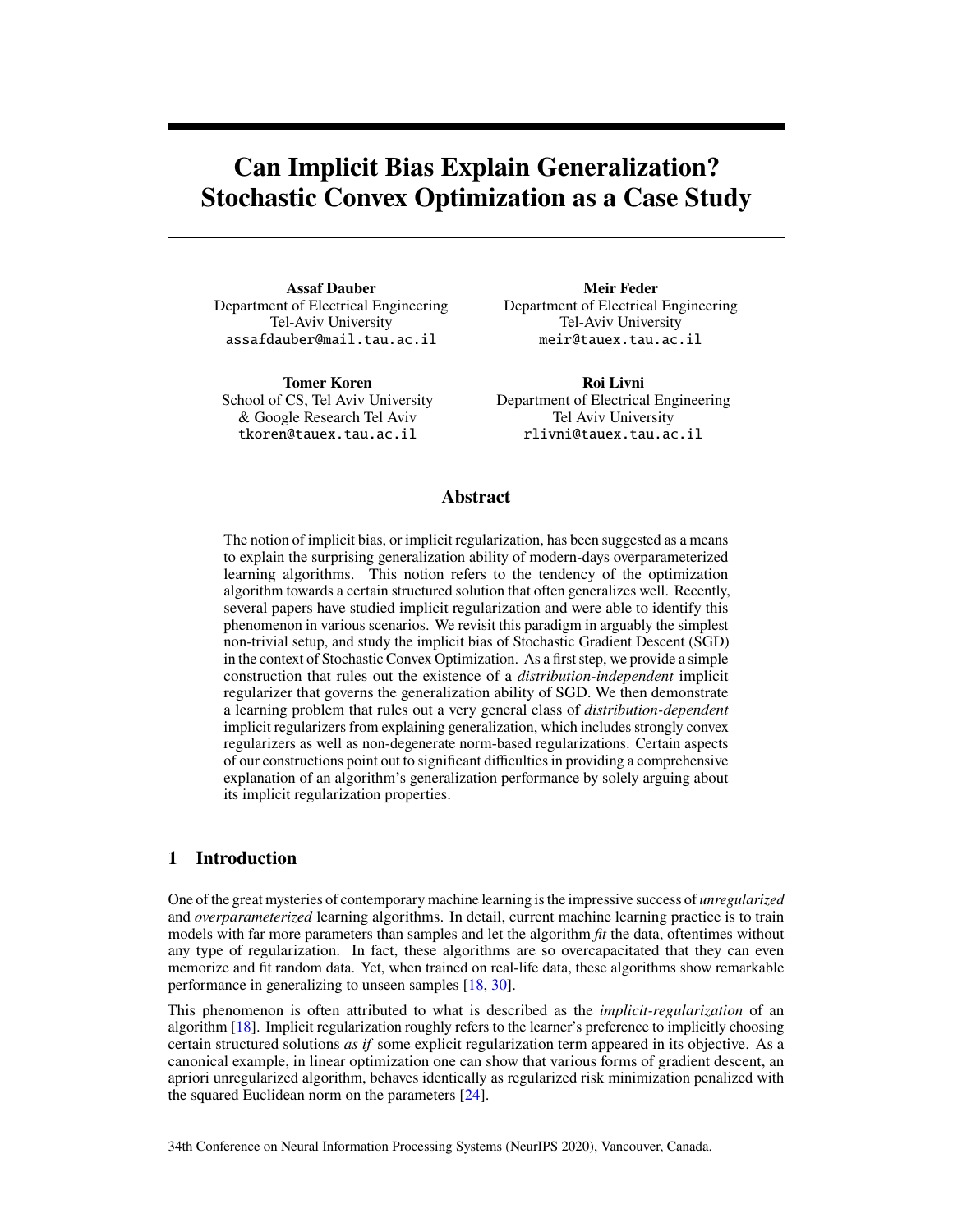# Can Implicit Bias Explain Generalization? Stochastic Convex Optimization as a Case Study

**Assaf Dauber**
Department of Electrical Engineering
Tel-Aviv University
assafdauber@mail.tau.ac.il

**Meir Feder**
Department of Electrical Engineering
Tel-Aviv University
meir@tauex.tau.ac.il

**Tomer Koren**
School of CS, Tel Aviv University
& Google Research Tel Aviv
tkoren@tauex.tau.ac.il

**Roi Livni**
Department of Electrical Engineering
Tel Aviv University
rlivni@tauex.tau.ac.il

## Abstract

The notion of implicit bias, or implicit regularization, has been suggested as a means to explain the surprising generalization ability of modern-days overparameterized learning algorithms. This notion refers to the tendency of the optimization algorithm towards a certain structured solution that often generalizes well. Recently, several papers have studied implicit regularization and were able to identify this phenomenon in various scenarios. We revisit this paradigm in arguably the simplest non-trivial setup, and study the implicit bias of Stochastic Gradient Descent (SGD) in the context of Stochastic Convex Optimization. As a first step, we provide a simple construction that rules out the existence of a *distribution-independent* implicit regularizer that governs the generalization ability of SGD. We then demonstrate a learning problem that rules out a very general class of *distribution-dependent* implicit regularizers from explaining generalization, which includes strongly convex regularizers as well as non-degenerate norm-based regularizations. Certain aspects of our constructions point out to significant difficulties in providing a comprehensive explanation of an algorithm's generalization performance by solely arguing about its implicit regularization properties.

## 1 Introduction

One of the great mysteries of contemporary machine learning is the impressive success of *unregularized* and *overparameterized* learning algorithms. In detail, current machine learning practice is to train models with far more parameters than samples and let the algorithm *fit* the data, oftentimes without any type of regularization. In fact, these algorithms are so overcapacitated that they can even memorize and fit random data. Yet, when trained on real-life data, these algorithms show remarkable performance in generalizing to unseen samples [18, 30].

This phenomenon is often attributed to what is described as the *implicit-regularization* of an algorithm [18]. Implicit regularization roughly refers to the learner's preference to implicitly choosing certain structured solutions *as if* some explicit regularization term appeared in its objective. As a canonical example, in linear optimization one can show that various forms of gradient descent, an apriori unregularized algorithm, behaves identically as regularized risk minimization penalized with the squared Euclidean norm on the parameters [24].

34th Conference on Neural Information Processing Systems (NeurIPS 2020), Vancouver, Canada.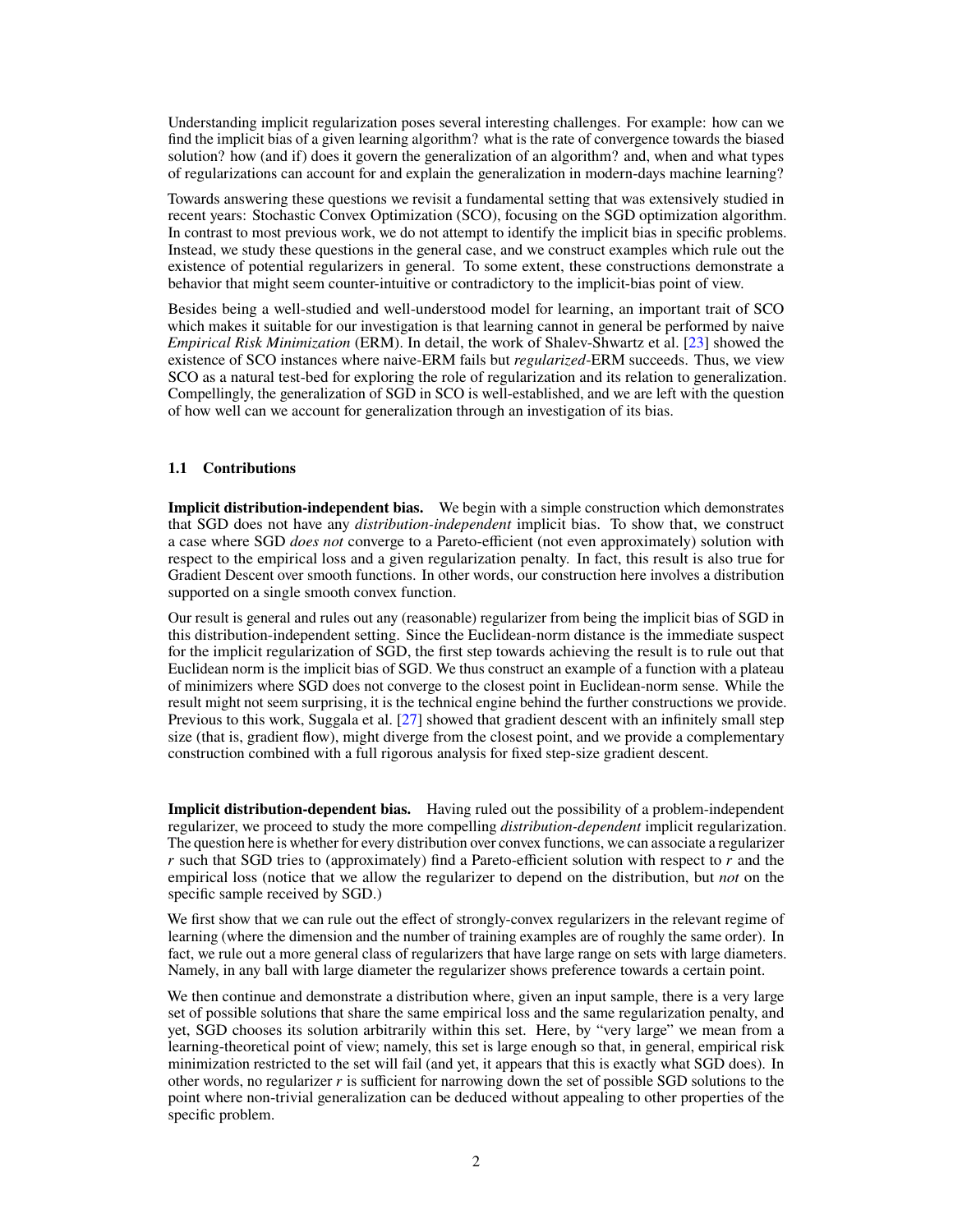Understanding implicit regularization poses several interesting challenges. For example: how can we find the implicit bias of a given learning algorithm? what is the rate of convergence towards the biased solution? how (and if) does it govern the generalization of an algorithm? and, when and what types of regularizations can account for and explain the generalization in modern-days machine learning?

Towards answering these questions we revisit a fundamental setting that was extensively studied in recent years: Stochastic Convex Optimization (SCO), focusing on the SGD optimization algorithm. In contrast to most previous work, we do not attempt to identify the implicit bias in specific problems. Instead, we study these questions in the general case, and we construct examples which rule out the existence of potential regularizers in general. To some extent, these constructions demonstrate a behavior that might seem counter-intuitive or contradictory to the implicit-bias point of view.

Besides being a well-studied and well-understood model for learning, an important trait of SCO which makes it suitable for our investigation is that learning cannot in general be performed by naive *Empirical Risk Minimization* (ERM). In detail, the work of Shalev-Shwartz et al. [23] showed the existence of SCO instances where naive-ERM fails but *regularized*-ERM succeeds. Thus, we view SCO as a natural test-bed for exploring the role of regularization and its relation to generalization. Compellingly, the generalization of SGD in SCO is well-established, and we are left with the question of how well can we account for generalization through an investigation of its bias.

### 1.1 Contributions

**Implicit distribution-independent bias.** We begin with a simple construction which demonstrates that SGD does not have any *distribution-independent* implicit bias. To show that, we construct a case where SGD *does not* converge to a Pareto-efficient (not even approximately) solution with respect to the empirical loss and a given regularization penalty. In fact, this result is also true for Gradient Descent over smooth functions. In other words, our construction here involves a distribution supported on a single smooth convex function.

Our result is general and rules out any (reasonable) regularizer from being the implicit bias of SGD in this distribution-independent setting. Since the Euclidean-norm distance is the immediate suspect for the implicit regularization of SGD, the first step towards achieving the result is to rule out that Euclidean norm is the implicit bias of SGD. We thus construct an example of a function with a plateau of minimizers where SGD does not converge to the closest point in Euclidean-norm sense. While the result might not seem surprising, it is the technical engine behind the further constructions we provide. Previous to this work, Suggala et al. [27] showed that gradient descent with an infinitely small step size (that is, gradient flow), might diverge from the closest point, and we provide a complementary construction combined with a full rigorous analysis for fixed step-size gradient descent.

**Implicit distribution-dependent bias.** Having ruled out the possibility of a problem-independent regularizer, we proceed to study the more compelling *distribution-dependent* implicit regularization. The question here is whether for every distribution over convex functions, we can associate a regularizer $r$ such that SGD tries to (approximately) find a Pareto-efficient solution with respect to $r$ and the empirical loss (notice that we allow the regularizer to depend on the distribution, but *not* on the specific sample received by SGD.)

We first show that we can rule out the effect of strongly-convex regularizers in the relevant regime of learning (where the dimension and the number of training examples are of roughly the same order). In fact, we rule out a more general class of regularizers that have large range on sets with large diameters. Namely, in any ball with large diameter the regularizer shows preference towards a certain point.

We then continue and demonstrate a distribution where, given an input sample, there is a very large set of possible solutions that share the same empirical loss and the same regularization penalty, and yet, SGD chooses its solution arbitrarily within this set. Here, by "very large" we mean from a learning-theoretical point of view; namely, this set is large enough so that, in general, empirical risk minimization restricted to the set will fail (and yet, it appears that this is exactly what SGD does). In other words, no regularizer $r$ is sufficient for narrowing down the set of possible SGD solutions to the point where non-trivial generalization can be deduced without appealing to other properties of the specific problem.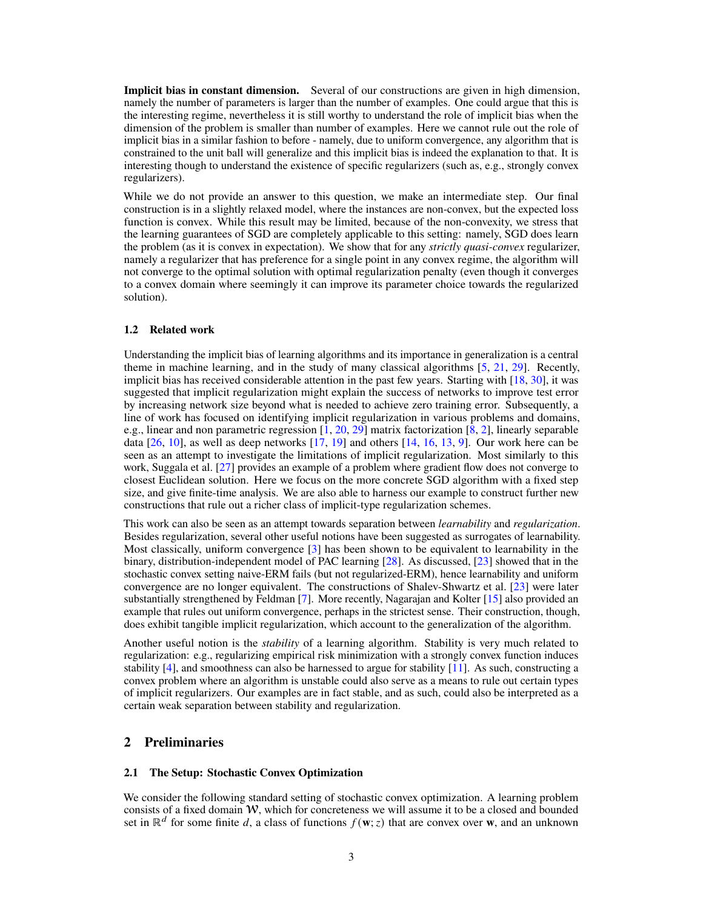**Implicit bias in constant dimension.** Several of our constructions are given in high dimension, namely the number of parameters is larger than the number of examples. One could argue that this is the interesting regime, nevertheless it is still worthy to understand the role of implicit bias when the dimension of the problem is smaller than number of examples. Here we cannot rule out the role of implicit bias in a similar fashion to before - namely, due to uniform convergence, any algorithm that is constrained to the unit ball will generalize and this implicit bias is indeed the explanation to that. It is interesting though to understand the existence of specific regularizers (such as, e.g., strongly convex regularizers).

While we do not provide an answer to this question, we make an intermediate step. Our final construction is in a slightly relaxed model, where the instances are non-convex, but the expected loss function is convex. While this result may be limited, because of the non-convexity, we stress that the learning guarantees of SGD are completely applicable to this setting: namely, SGD does learn the problem (as it is convex in expectation). We show that for any *strictly quasi-convex* regularizer, namely a regularizer that has preference for a single point in any convex regime, the algorithm will not converge to the optimal solution with optimal regularization penalty (even though it converges to a convex domain where seemingly it can improve its parameter choice towards the regularized solution).

### 1.2 Related work

Understanding the implicit bias of learning algorithms and its importance in generalization is a central theme in machine learning, and in the study of many classical algorithms [5, 21, 29]. Recently, implicit bias has received considerable attention in the past few years. Starting with [18, 30], it was suggested that implicit regularization might explain the success of networks to improve test error by increasing network size beyond what is needed to achieve zero training error. Subsequently, a line of work has focused on identifying implicit regularization in various problems and domains, e.g., linear and non parametric regression [1, 20, 29] matrix factorization [8, 2], linearly separable data [26, 10], as well as deep networks [17, 19] and others [14, 16, 13, 9]. Our work here can be seen as an attempt to investigate the limitations of implicit regularization. Most similarly to this work, Suggala et al. [27] provides an example of a problem where gradient flow does not converge to closest Euclidean solution. Here we focus on the more concrete SGD algorithm with a fixed step size, and give finite-time analysis. We are also able to harness our example to construct further new constructions that rule out a richer class of implicit-type regularization schemes.

This work can also be seen as an attempt towards separation between *learnability* and *regularization*. Besides regularization, several other useful notions have been suggested as surrogates of learnability. Most classically, uniform convergence [3] has been shown to be equivalent to learnability in the binary, distribution-independent model of PAC learning [28]. As discussed, [23] showed that in the stochastic convex setting naive-ERM fails (but not regularized-ERM), hence learnability and uniform convergence are no longer equivalent. The constructions of Shalev-Shwartz et al. [23] were later substantially strengthened by Feldman [7]. More recently, Nagarajan and Kolter [15] also provided an example that rules out uniform convergence, perhaps in the strictest sense. Their construction, though, does exhibit tangible implicit regularization, which account to the generalization of the algorithm.

Another useful notion is the *stability* of a learning algorithm. Stability is very much related to regularization: e.g., regularizing empirical risk minimization with a strongly convex function induces stability [4], and smoothness can also be harnessed to argue for stability [11]. As such, constructing a convex problem where an algorithm is unstable could also serve as a means to rule out certain types of implicit regularizers. Our examples are in fact stable, and as such, could also be interpreted as a certain weak separation between stability and regularization.

## 2 Preliminaries

### 2.1 The Setup: Stochastic Convex Optimization

We consider the following standard setting of stochastic convex optimization. A learning problem consists of a fixed domain $\mathcal{W}$, which for concreteness we will assume it to be a closed and bounded set in $\mathbb{R}^d$ for some finite $d$, a class of functions $f(\mathbf{w}; z)$ that are convex over $\mathbf{w}$, and an unknown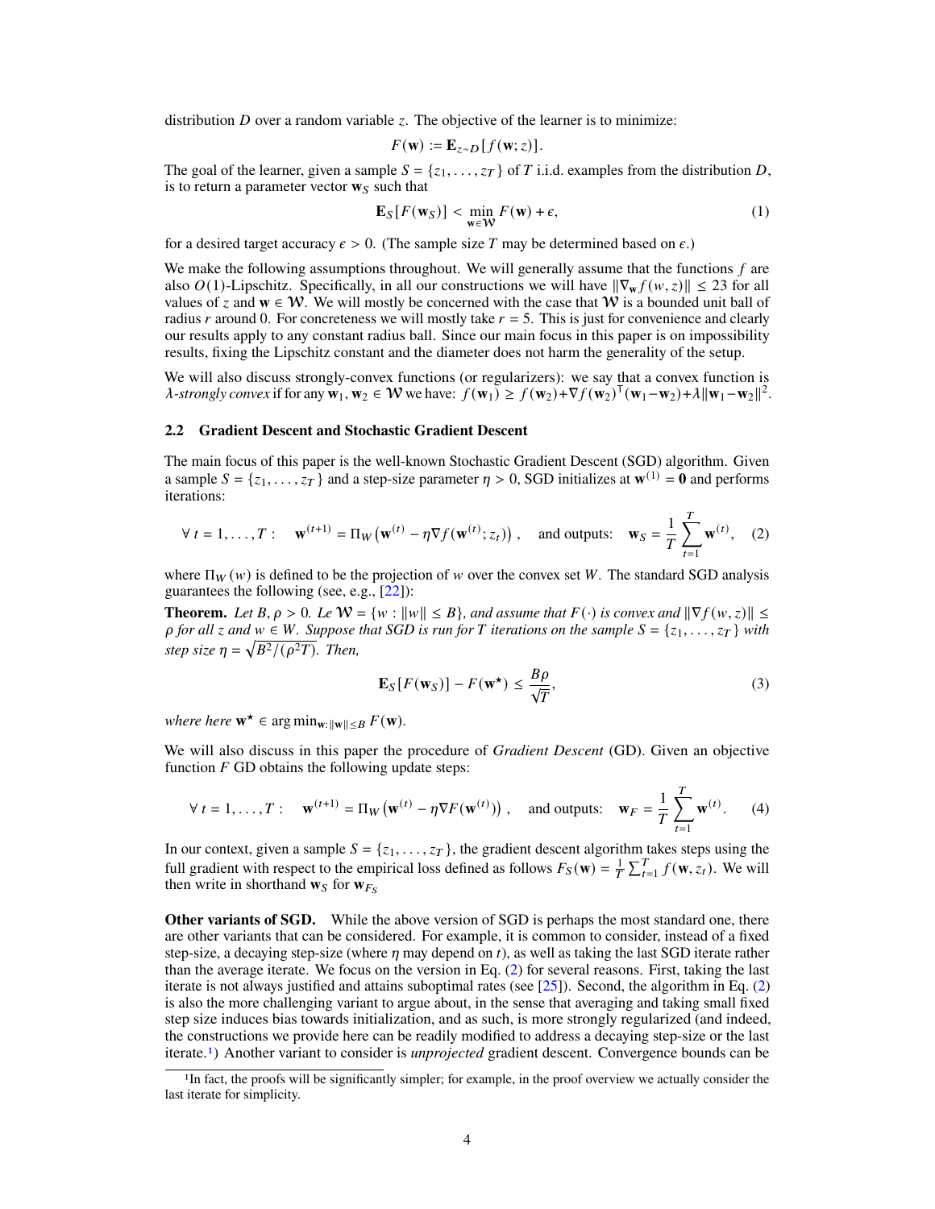distribution $D$ over a random variable $z$. The objective of the learner is to minimize:

$$F(\mathbf{w}) := \mathbf{E}_{z\sim D}[f(\mathbf{w};z)].$$

The goal of the learner, given a sample $S = \{z_1, \ldots, z_T\}$ of $T$ i.i.d. examples from the distribution $D$, is to return a parameter vector $\mathbf{w}_S$ such that

$$\mathbf{E}_S[F(\mathbf{w}_S)] < \min_{\mathbf{w}\in\mathcal{W}} F(\mathbf{w}) + \epsilon, \tag{1}$$

for a desired target accuracy $\epsilon > 0$. (The sample size $T$ may be determined based on $\epsilon$.)

We make the following assumptions throughout. We will generally assume that the functions $f$ are also $O(1)$-Lipschitz. Specifically, in all our constructions we will have $\|\nabla_{\mathbf{w}} f(w,z)\| \le 23$ for all values of $z$ and $\mathbf{w} \in \mathcal{W}$. We will mostly be concerned with the case that $\mathcal{W}$ is a bounded unit ball of radius $r$ around 0. For concreteness we will mostly take $r = 5$. This is just for convenience and clearly our results apply to any constant radius ball. Since our main focus in this paper is on impossibility results, fixing the Lipschitz constant and the diameter does not harm the generality of the setup.

We will also discuss strongly-convex functions (or regularizers): we say that a convex function is $\lambda$-*strongly convex* if for any $\mathbf{w}_1, \mathbf{w}_2 \in \mathcal{W}$ we have: $f(\mathbf{w}_1) \ge f(\mathbf{w}_2) + \nabla f(\mathbf{w}_2)^\top(\mathbf{w}_1 - \mathbf{w}_2) + \lambda\|\mathbf{w}_1 - \mathbf{w}_2\|^2$.

### 2.2 Gradient Descent and Stochastic Gradient Descent

The main focus of this paper is the well-known Stochastic Gradient Descent (SGD) algorithm. Given a sample $S = \{z_1, \ldots, z_T\}$ and a step-size parameter $\eta > 0$, SGD initializes at $\mathbf{w}^{(1)} = \mathbf{0}$ and performs iterations:

$$\forall\, t = 1, \ldots, T: \quad \mathbf{w}^{(t+1)} = \Pi_W\left(\mathbf{w}^{(t)} - \eta \nabla f(\mathbf{w}^{(t)}; z_t)\right), \quad \text{and outputs:} \quad \mathbf{w}_S = \frac{1}{T}\sum_{t=1}^{T} \mathbf{w}^{(t)}, \tag{2}$$

where $\Pi_W(w)$ is defined to be the projection of $w$ over the convex set $W$. The standard SGD analysis guarantees the following (see, e.g., [22]):

**Theorem.** *Let $B, \rho > 0$. Le $\mathcal{W} = \{w : \|w\| \le B\}$, and assume that $F(\cdot)$ is convex and $\|\nabla f(w,z)\| \le \rho$ for all $z$ and $w \in W$. Suppose that SGD is run for $T$ iterations on the sample $S = \{z_1, \ldots, z_T\}$ with step size $\eta = \sqrt{B^2/(\rho^2 T)}$. Then,*

$$\mathbf{E}_S[F(\mathbf{w}_S)] - F(\mathbf{w}^\star) \le \frac{B\rho}{\sqrt{T}}, \tag{3}$$

*where here $\mathbf{w}^\star \in \arg\min_{\mathbf{w}:\|\mathbf{w}\|\le B} F(\mathbf{w})$.*

We will also discuss in this paper the procedure of *Gradient Descent* (GD). Given an objective function $F$ GD obtains the following update steps:

$$\forall\, t = 1, \ldots, T: \quad \mathbf{w}^{(t+1)} = \Pi_W\left(\mathbf{w}^{(t)} - \eta \nabla F(\mathbf{w}^{(t)})\right), \quad \text{and outputs:} \quad \mathbf{w}_F = \frac{1}{T}\sum_{t=1}^{T} \mathbf{w}^{(t)}. \tag{4}$$

In our context, given a sample $S = \{z_1, \ldots, z_T\}$, the gradient descent algorithm takes steps using the full gradient with respect to the empirical loss defined as follows $F_S(\mathbf{w}) = \frac{1}{T}\sum_{t=1}^{T} f(\mathbf{w}, z_t)$. We will then write in shorthand $\mathbf{w}_S$ for $\mathbf{w}_{F_S}$

**Other variants of SGD.** While the above version of SGD is perhaps the most standard one, there are other variants that can be considered. For example, it is common to consider, instead of a fixed step-size, a decaying step-size (where $\eta$ may depend on $t$), as well as taking the last SGD iterate rather than the average iterate. We focus on the version in Eq. (2) for several reasons. First, taking the last iterate is not always justified and attains suboptimal rates (see [25]). Second, the algorithm in Eq. (2) is also the more challenging variant to argue about, in the sense that averaging and taking small fixed step size induces bias towards initialization, and as such, is more strongly regularized (and indeed, the constructions we provide here can be readily modified to address a decaying step-size or the last iterate.[1]) Another variant to consider is *unprojected* gradient descent. Convergence bounds can be

[1] In fact, the proofs will be significantly simpler; for example, in the proof overview we actually consider the last iterate for simplicity.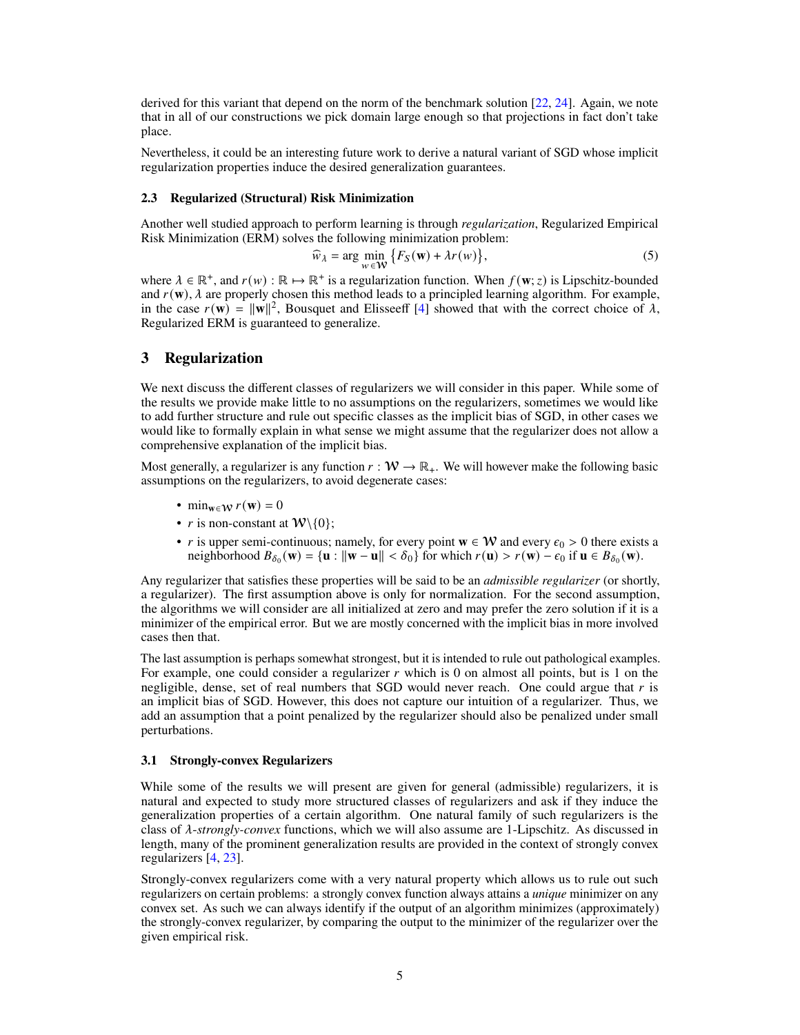derived for this variant that depend on the norm of the benchmark solution [22, 24]. Again, we note that in all of our constructions we pick domain large enough so that projections in fact don't take place.

Nevertheless, it could be an interesting future work to derive a natural variant of SGD whose implicit regularization properties induce the desired generalization guarantees.

### 2.3 Regularized (Structural) Risk Minimization

Another well studied approach to perform learning is through *regularization*, Regularized Empirical Risk Minimization (ERM) solves the following minimization problem:

$$\widehat{w}_\lambda = \arg\min_{w \in \mathcal{W}} \left\{ F_S(\mathbf{w}) + \lambda r(w) \right\}, \tag{5}$$

where $\lambda \in \mathbb{R}^+$, and $r(w) : \mathbb{R} \mapsto \mathbb{R}^+$ is a regularization function. When $f(\mathbf{w}; z)$ is Lipschitz-bounded and $r(\mathbf{w})$, $\lambda$ are properly chosen this method leads to a principled learning algorithm. For example, in the case $r(\mathbf{w}) = \|\mathbf{w}\|^2$, Bousquet and Elisseeff [4] showed that with the correct choice of $\lambda$, Regularized ERM is guaranteed to generalize.

## 3 Regularization

We next discuss the different classes of regularizers we will consider in this paper. While some of the results we provide make little to no assumptions on the regularizers, sometimes we would like to add further structure and rule out specific classes as the implicit bias of SGD, in other cases we would like to formally explain in what sense we might assume that the regularizer does not allow a comprehensive explanation of the implicit bias.

Most generally, a regularizer is any function $r : \mathcal{W} \to \mathbb{R}_+$. We will however make the following basic assumptions on the regularizers, to avoid degenerate cases:

- $\min_{\mathbf{w} \in \mathcal{W}} r(\mathbf{w}) = 0$
- $r$ is non-constant at $\mathcal{W} \backslash \{0\}$;
- $r$ is upper semi-continuous; namely, for every point $\mathbf{w} \in \mathcal{W}$ and every $\epsilon_0 > 0$ there exists a neighborhood $B_{\delta_0}(\mathbf{w}) = \{\mathbf{u} : \|\mathbf{w} - \mathbf{u}\| < \delta_0\}$ for which $r(\mathbf{u}) > r(\mathbf{w}) - \epsilon_0$ if $\mathbf{u} \in B_{\delta_0}(\mathbf{w})$.

Any regularizer that satisfies these properties will be said to be an *admissible regularizer* (or shortly, a regularizer). The first assumption above is only for normalization. For the second assumption, the algorithms we will consider are all initialized at zero and may prefer the zero solution if it is a minimizer of the empirical error. But we are mostly concerned with the implicit bias in more involved cases then that.

The last assumption is perhaps somewhat strongest, but it is intended to rule out pathological examples. For example, one could consider a regularizer $r$ which is 0 on almost all points, but is 1 on the negligible, dense, set of real numbers that SGD would never reach. One could argue that $r$ is an implicit bias of SGD. However, this does not capture our intuition of a regularizer. Thus, we add an assumption that a point penalized by the regularizer should also be penalized under small perturbations.

### 3.1 Strongly-convex Regularizers

While some of the results we will present are given for general (admissible) regularizers, it is natural and expected to study more structured classes of regularizers and ask if they induce the generalization properties of a certain algorithm. One natural family of such regularizers is the class of $\lambda$-*strongly-convex* functions, which we will also assume are 1-Lipschitz. As discussed in length, many of the prominent generalization results are provided in the context of strongly convex regularizers [4, 23].

Strongly-convex regularizers come with a very natural property which allows us to rule out such regularizers on certain problems: a strongly convex function always attains a *unique* minimizer on any convex set. As such we can always identify if the output of an algorithm minimizes (approximately) the strongly-convex regularizer, by comparing the output to the minimizer of the regularizer over the given empirical risk.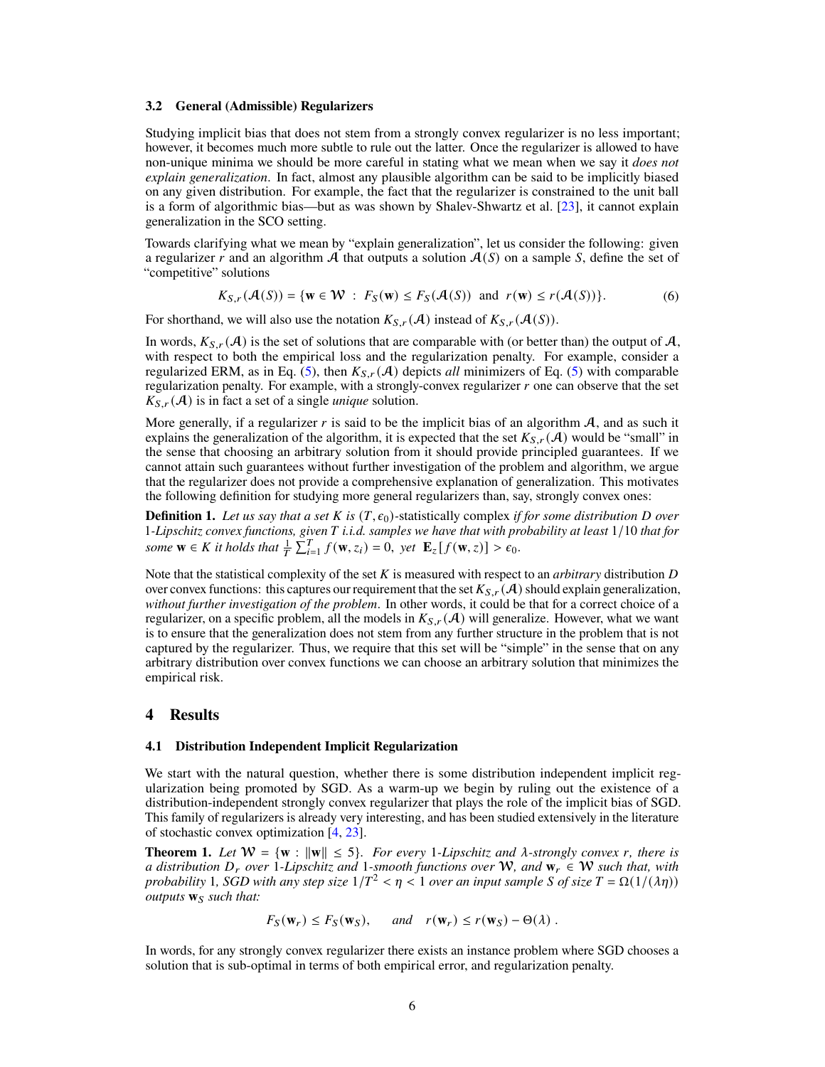### 3.2 General (Admissible) Regularizers

Studying implicit bias that does not stem from a strongly convex regularizer is no less important; however, it becomes much more subtle to rule out the latter. Once the regularizer is allowed to have non-unique minima we should be more careful in stating what we mean when we say it *does not explain generalization*. In fact, almost any plausible algorithm can be said to be implicitly biased on any given distribution. For example, the fact that the regularizer is constrained to the unit ball is a form of algorithmic bias—but as was shown by Shalev-Shwartz et al. [23], it cannot explain generalization in the SCO setting.

Towards clarifying what we mean by "explain generalization", let us consider the following: given a regularizer $r$ and an algorithm $\mathcal{A}$ that outputs a solution $\mathcal{A}(S)$ on a sample $S$, define the set of "competitive" solutions

$$K_{S,r}(\mathcal{A}(S)) = \{\mathbf{w} \in \mathcal{W} \;:\; F_S(\mathbf{w}) \le F_S(\mathcal{A}(S)) \;\text{ and }\; r(\mathbf{w}) \le r(\mathcal{A}(S))\}. \tag{6}$$

For shorthand, we will also use the notation $K_{S,r}(\mathcal{A})$ instead of $K_{S,r}(\mathcal{A}(S))$.

In words, $K_{S,r}(\mathcal{A})$ is the set of solutions that are comparable with (or better than) the output of $\mathcal{A}$, with respect to both the empirical loss and the regularization penalty. For example, consider a regularized ERM, as in Eq. (5), then $K_{S,r}(\mathcal{A})$ depicts *all* minimizers of Eq. (5) with comparable regularization penalty. For example, with a strongly-convex regularizer $r$ one can observe that the set $K_{S,r}(\mathcal{A})$ is in fact a set of a single *unique* solution.

More generally, if a regularizer $r$ is said to be the implicit bias of an algorithm $\mathcal{A}$, and as such it explains the generalization of the algorithm, it is expected that the set $K_{S,r}(\mathcal{A})$ would be "small" in the sense that choosing an arbitrary solution from it should provide principled guarantees. If we cannot attain such guarantees without further investigation of the problem and algorithm, we argue that the regularizer does not provide a comprehensive explanation of generalization. This motivates the following definition for studying more general regularizers than, say, strongly convex ones:

**Definition 1.** *Let us say that a set $K$ is $(T, \epsilon_0)$-statistically complex if for some distribution $D$ over 1-Lipschitz convex functions, given $T$ i.i.d. samples we have that with probability at least $1/10$ that for some $\mathbf{w} \in K$ it holds that $\frac{1}{T}\sum_{i=1}^{T} f(\mathbf{w}, z_i) = 0$, yet $\mathbf{E}_z[f(\mathbf{w}, z)] > \epsilon_0$.*

Note that the statistical complexity of the set $K$ is measured with respect to an *arbitrary* distribution $D$ over convex functions: this captures our requirement that the set $K_{S,r}(\mathcal{A})$ should explain generalization, *without further investigation of the problem*. In other words, it could be that for a correct choice of a regularizer, on a specific problem, all the models in $K_{S,r}(\mathcal{A})$ will generalize. However, what we want is to ensure that the generalization does not stem from any further structure in the problem that is not captured by the regularizer. Thus, we require that this set will be "simple" in the sense that on any arbitrary distribution over convex functions we can choose an arbitrary solution that minimizes the empirical risk.

## 4 Results

### 4.1 Distribution Independent Implicit Regularization

We start with the natural question, whether there is some distribution independent implicit regularization being promoted by SGD. As a warm-up we begin by ruling out the existence of a distribution-independent strongly convex regularizer that plays the role of the implicit bias of SGD. This family of regularizers is already very interesting, and has been studied extensively in the literature of stochastic convex optimization [4, 23].

**Theorem 1.** *Let $\mathcal{W} = \{\mathbf{w} : \|\mathbf{w}\| \le 5\}$. For every 1-Lipschitz and $\lambda$-strongly convex $r$, there is a distribution $D_r$ over 1-Lipschitz and 1-smooth functions over $\mathcal{W}$, and $\mathbf{w}_r \in \mathcal{W}$ such that, with probability 1, SGD with any step size $1/T^2 < \eta < 1$ over an input sample $S$ of size $T = \Omega(1/(\lambda\eta))$ outputs $\mathbf{w}_S$ such that:*

$$F_S(\mathbf{w}_r) \le F_S(\mathbf{w}_S), \qquad \textit{and} \quad r(\mathbf{w}_r) \le r(\mathbf{w}_S) - \Theta(\lambda)\ .$$

In words, for any strongly convex regularizer there exists an instance problem where SGD chooses a solution that is sub-optimal in terms of both empirical error, and regularization penalty.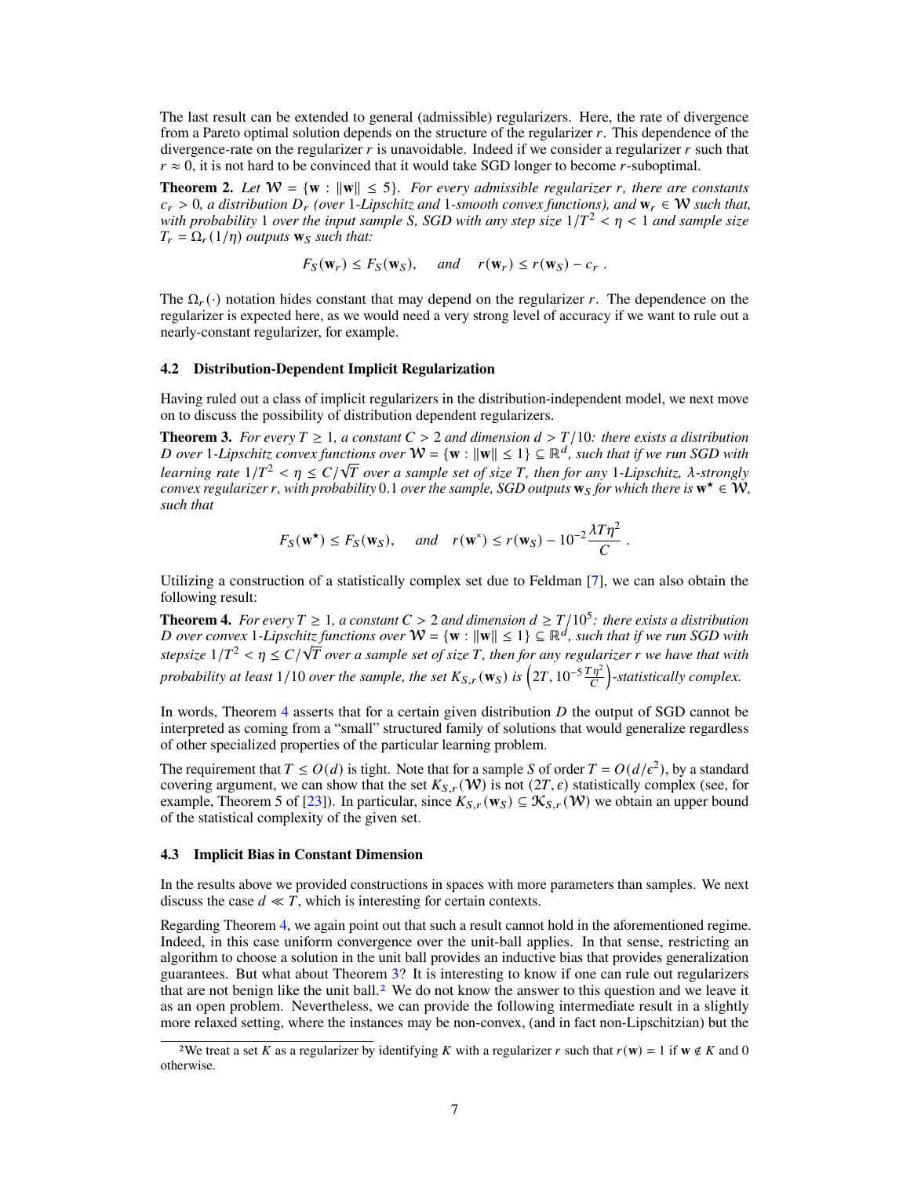The last result can be extended to general (admissible) regularizers. Here, the rate of divergence from a Pareto optimal solution depends on the structure of the regularizer $r$. This dependence of the divergence-rate on the regularizer $r$ is unavoidable. Indeed if we consider a regularizer $r$ such that $r \approx 0$, it is not hard to be convinced that it would take SGD longer to become $r$-suboptimal.

**Theorem 2.** *Let $\mathcal{W} = \{\mathbf{w} : \|\mathbf{w}\| \leq 5\}$. For every admissible regularizer $r$, there are constants $c_r > 0$, a distribution $D_r$ (over 1-Lipschitz and 1-smooth convex functions), and $\mathbf{w}_r \in \mathcal{W}$ such that, with probability 1 over the input sample $S$, SGD with any step size $1/T^2 < \eta < 1$ and sample size $T_r = \Omega_r(1/\eta)$ outputs $\mathbf{w}_S$ such that:*

$$F_S(\mathbf{w}_r) \leq F_S(\mathbf{w}_S), \quad \text{and} \quad r(\mathbf{w}_r) \leq r(\mathbf{w}_S) - c_r \ .$$

The $\Omega_r(\cdot)$ notation hides constant that may depend on the regularizer $r$. The dependence on the regularizer is expected here, as we would need a very strong level of accuracy if we want to rule out a nearly-constant regularizer, for example.

### 4.2 Distribution-Dependent Implicit Regularization

Having ruled out a class of implicit regularizers in the distribution-independent model, we next move on to discuss the possibility of distribution dependent regularizers.

**Theorem 3.** *For every $T \geq 1$, a constant $C > 2$ and dimension $d > T/10$: there exists a distribution $D$ over 1-Lipschitz convex functions over $\mathcal{W} = \{\mathbf{w} : \|\mathbf{w}\| \leq 1\} \subseteq \mathbb{R}^d$, such that if we run SGD with learning rate $1/T^2 < \eta \leq C/\sqrt{T}$ over a sample set of size $T$, then for any 1-Lipschitz, $\lambda$-strongly convex regularizer $r$, with probability 0.1 over the sample, SGD outputs $\mathbf{w}_S$ for which there is $\mathbf{w}^\star \in \mathcal{W}$, such that*

$$F_S(\mathbf{w}^\star) \leq F_S(\mathbf{w}_S), \quad \text{and} \quad r(\mathbf{w}^*) \leq r(\mathbf{w}_S) - 10^{-2}\frac{\lambda T \eta^2}{C} \ .$$

Utilizing a construction of a statistically complex set due to Feldman [7], we can also obtain the following result:

**Theorem 4.** *For every $T \geq 1$, a constant $C > 2$ and dimension $d \geq T/10^5$: there exists a distribution $D$ over convex 1-Lipschitz functions over $\mathcal{W} = \{\mathbf{w} : \|\mathbf{w}\| \leq 1\} \subseteq \mathbb{R}^d$, such that if we run SGD with stepsize $1/T^2 < \eta \leq C/\sqrt{T}$ over a sample set of size $T$, then for any regularizer $r$ we have that with probability at least $1/10$ over the sample, the set $K_{S,r}(\mathbf{w}_S)$ is $\left(2T, 10^{-5}\frac{T\eta^2}{C}\right)$-statistically complex.*

In words, Theorem 4 asserts that for a certain given distribution $D$ the output of SGD cannot be interpreted as coming from a "small" structured family of solutions that would generalize regardless of other specialized properties of the particular learning problem.

The requirement that $T \leq O(d)$ is tight. Note that for a sample $S$ of order $T = O(d/\epsilon^2)$, by a standard covering argument, we can show that the set $K_{S,r}(\mathcal{W})$ is not $(2T, \epsilon)$ statistically complex (see, for example, Theorem 5 of [23]). In particular, since $K_{S,r}(\mathbf{w}_S) \subseteq \mathcal{K}_{S,r}(\mathcal{W})$ we obtain an upper bound of the statistical complexity of the given set.

### 4.3 Implicit Bias in Constant Dimension

In the results above we provided constructions in spaces with more parameters than samples. We next discuss the case $d \ll T$, which is interesting for certain contexts.

Regarding Theorem 4, we again point out that such a result cannot hold in the aforementioned regime. Indeed, in this case uniform convergence over the unit-ball applies. In that sense, restricting an algorithm to choose a solution in the unit ball provides an inductive bias that provides generalization guarantees. But what about Theorem 3? It is interesting to know if one can rule out regularizers that are not benign like the unit ball.[2] We do not know the answer to this question and we leave it as an open problem. Nevertheless, we can provide the following intermediate result in a slightly more relaxed setting, where the instances may be non-convex, (and in fact non-Lipschitzian) but the

[2] We treat a set $K$ as a regularizer by identifying $K$ with a regularizer $r$ such that $r(\mathbf{w}) = 1$ if $\mathbf{w} \notin K$ and 0 otherwise.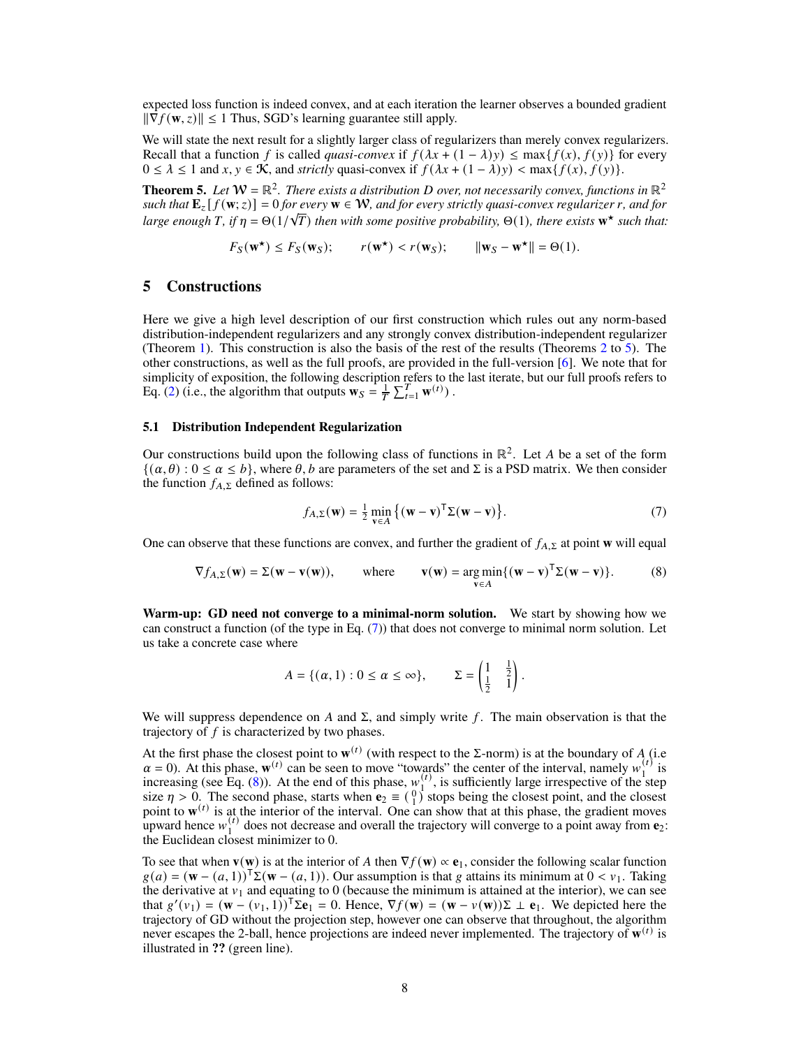expected loss function is indeed convex, and at each iteration the learner observes a bounded gradient $\|\nabla f(\mathbf{w}, z)\| \leq 1$ Thus, SGD's learning guarantee still apply.

We will state the next result for a slightly larger class of regularizers than merely convex regularizers. Recall that a function $f$ is called *quasi-convex* if $f(\lambda x + (1-\lambda)y) \leq \max\{f(x), f(y)\}$ for every $0 \leq \lambda \leq 1$ and $x, y \in \mathcal{K}$, and *strictly* quasi-convex if $f(\lambda x + (1-\lambda)y) < \max\{f(x), f(y)\}$.

**Theorem 5.** *Let $\mathcal{W} = \mathbb{R}^2$. There exists a distribution $D$ over, not necessarily convex, functions in $\mathbb{R}^2$ such that $\mathbf{E}_z[f(\mathbf{w}; z)] = 0$ for every $\mathbf{w} \in \mathcal{W}$, and for every strictly quasi-convex regularizer $r$, and for large enough $T$, if $\eta = \Theta(1/\sqrt{T})$ then with some positive probability, $\Theta(1)$, there exists $\mathbf{w}^\star$ such that:*

$$F_S(\mathbf{w}^\star) \leq F_S(\mathbf{w}_S); \qquad r(\mathbf{w}^\star) < r(\mathbf{w}_S); \qquad \|\mathbf{w}_S - \mathbf{w}^\star\| = \Theta(1).$$

# 5 Constructions

Here we give a high level description of our first construction which rules out any norm-based distribution-independent regularizers and any strongly convex distribution-independent regularizer (Theorem 1). This construction is also the basis of the rest of the results (Theorems 2 to 5). The other constructions, as well as the full proofs, are provided in the full-version [6]. We note that for simplicity of exposition, the following description refers to the last iterate, but our full proofs refers to Eq. (2) (i.e., the algorithm that outputs $\mathbf{w}_S = \frac{1}{T}\sum_{t=1}^{T} \mathbf{w}^{(t)}$) .

## 5.1 Distribution Independent Regularization

Our constructions build upon the following class of functions in $\mathbb{R}^2$. Let $A$ be a set of the form $\{(\alpha, \theta) : 0 \leq \alpha \leq b\}$, where $\theta, b$ are parameters of the set and $\Sigma$ is a PSD matrix. We then consider the function $f_{A,\Sigma}$ defined as follows:

$$f_{A,\Sigma}(\mathbf{w}) = \tfrac{1}{2} \min_{\mathbf{v} \in A} \left\{ (\mathbf{w} - \mathbf{v})^\top \Sigma (\mathbf{w} - \mathbf{v}) \right\}. \tag{7}$$

One can observe that these functions are convex, and further the gradient of $f_{A,\Sigma}$ at point $\mathbf{w}$ will equal

$$\nabla f_{A,\Sigma}(\mathbf{w}) = \Sigma(\mathbf{w} - \mathbf{v}(\mathbf{w})), \qquad \text{where} \qquad \mathbf{v}(\mathbf{w}) = \arg\min_{\mathbf{v} \in A} \{(\mathbf{w} - \mathbf{v})^\top \Sigma (\mathbf{w} - \mathbf{v})\}. \tag{8}$$

**Warm-up: GD need not converge to a minimal-norm solution.** We start by showing how we can construct a function (of the type in Eq. (7)) that does not converge to minimal norm solution. Let us take a concrete case where

$$A = \{(\alpha, 1) : 0 \leq \alpha \leq \infty\}, \qquad \Sigma = \begin{pmatrix} 1 & \frac{1}{2} \\ \frac{1}{2} & 1 \end{pmatrix}.$$

We will suppress dependence on $A$ and $\Sigma$, and simply write $f$. The main observation is that the trajectory of $f$ is characterized by two phases.

At the first phase the closest point to $\mathbf{w}^{(t)}$ (with respect to the $\Sigma$-norm) is at the boundary of $A$ (i.e $\alpha = 0$). At this phase, $\mathbf{w}^{(t)}$ can be seen to move "towards" the center of the interval, namely $w_1^{(t)}$ is increasing (see Eq. (8)). At the end of this phase, $w_1^{(t)}$, is sufficiently large irrespective of the step size $\eta > 0$. The second phase, starts when $\mathbf{e}_2 \equiv \binom{0}{1}$ stops being the closest point, and the closest point to $\mathbf{w}^{(t)}$ is at the interior of the interval. One can show that at this phase, the gradient moves upward hence $w_1^{(t)}$ does not decrease and overall the trajectory will converge to a point away from $\mathbf{e}_2$: the Euclidean closest minimizer to 0.

To see that when $\mathbf{v}(\mathbf{w})$ is at the interior of $A$ then $\nabla f(\mathbf{w}) \propto \mathbf{e}_1$, consider the following scalar function $g(a) = (\mathbf{w} - (a, 1))^\top \Sigma (\mathbf{w} - (a, 1))$. Our assumption is that $g$ attains its minimum at $0 < v_1$. Taking the derivative at $v_1$ and equating to 0 (because the minimum is attained at the interior), we can see that $g'(v_1) = (\mathbf{w} - (v_1, 1))^\top \Sigma \mathbf{e}_1 = 0$. Hence, $\nabla f(\mathbf{w}) = (\mathbf{w} - v(\mathbf{w}))\Sigma \perp \mathbf{e}_1$. We depicted here the trajectory of GD without the projection step, however one can observe that throughout, the algorithm never escapes the 2-ball, hence projections are indeed never implemented. The trajectory of $\mathbf{w}^{(t)}$ is illustrated in **??** (green line).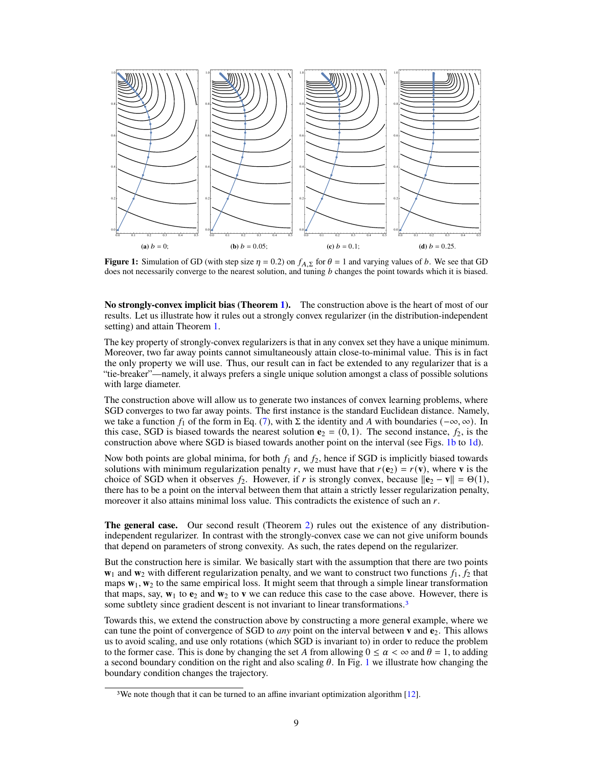**(a)** $b = 0$; **(b)** $b = 0.05$; **(c)** $b = 0.1$; **(d)** $b = 0.25$.

**Figure 1:** Simulation of GD (with step size $\eta = 0.2$) on $f_{A,\Sigma}$ for $\theta = 1$ and varying values of $b$. We see that GD does not necessarily converge to the nearest solution, and tuning $b$ changes the point towards which it is biased.

**No strongly-convex implicit bias (Theorem 1).** The construction above is the heart of most of our results. Let us illustrate how it rules out a strongly convex regularizer (in the distribution-independent setting) and attain Theorem 1.

The key property of strongly-convex regularizers is that in any convex set they have a unique minimum. Moreover, two far away points cannot simultaneously attain close-to-minimal value. This is in fact the only property we will use. Thus, our result can in fact be extended to any regularizer that is a "tie-breaker"—namely, it always prefers a single unique solution amongst a class of possible solutions with large diameter.

The construction above will allow us to generate two instances of convex learning problems, where SGD converges to two far away points. The first instance is the standard Euclidean distance. Namely, we take a function $f_1$ of the form in Eq. (7), with $\Sigma$ the identity and $A$ with boundaries $(-\infty, \infty)$. In this case, SGD is biased towards the nearest solution $\mathbf{e}_2 = (0, 1)$. The second instance, $f_2$, is the construction above where SGD is biased towards another point on the interval (see Figs. 1b to 1d).

Now both points are global minima, for both $f_1$ and $f_2$, hence if SGD is implicitly biased towards solutions with minimum regularization penalty $r$, we must have that $r(\mathbf{e}_2) = r(\mathbf{v})$, where $\mathbf{v}$ is the choice of SGD when it observes $f_2$. However, if $r$ is strongly convex, because $\|\mathbf{e}_2 - \mathbf{v}\| = \Theta(1)$, there has to be a point on the interval between them that attain a strictly lesser regularization penalty, moreover it also attains minimal loss value. This contradicts the existence of such an $r$.

**The general case.** Our second result (Theorem 2) rules out the existence of any distribution-independent regularizer. In contrast with the strongly-convex case we can not give uniform bounds that depend on parameters of strong convexity. As such, the rates depend on the regularizer.

But the construction here is similar. We basically start with the assumption that there are two points $\mathbf{w}_1$ and $\mathbf{w}_2$ with different regularization penalty, and we want to construct two functions $f_1, f_2$ that maps $\mathbf{w}_1, \mathbf{w}_2$ to the same empirical loss. It might seem that through a simple linear transformation that maps, say, $\mathbf{w}_1$ to $\mathbf{e}_2$ and $\mathbf{w}_2$ to $\mathbf{v}$ we can reduce this case to the case above. However, there is some subtlety since gradient descent is not invariant to linear transformations.[3]

Towards this, we extend the construction above by constructing a more general example, where we can tune the point of convergence of SGD to *any* point on the interval between $\mathbf{v}$ and $\mathbf{e}_2$. This allows us to avoid scaling, and use only rotations (which SGD is invariant to) in order to reduce the problem to the former case. This is done by changing the set $A$ from allowing $0 \le \alpha < \infty$ and $\theta = 1$, to adding a second boundary condition on the right and also scaling $\theta$. In Fig. 1 we illustrate how changing the boundary condition changes the trajectory.

[3] We note though that it can be turned to an affine invariant optimization algorithm [12].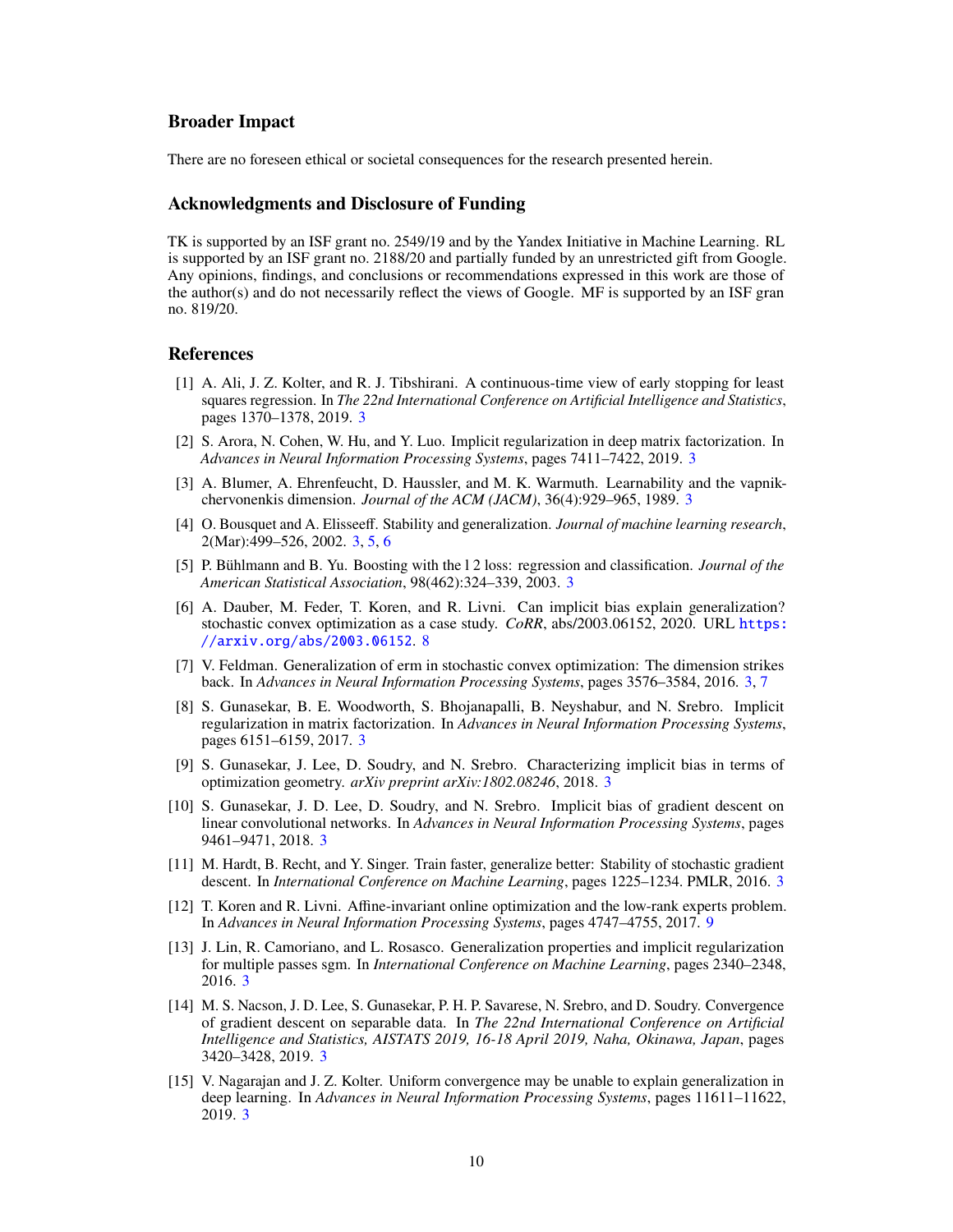## Broader Impact

There are no foreseen ethical or societal consequences for the research presented herein.

## Acknowledgments and Disclosure of Funding

TK is supported by an ISF grant no. 2549/19 and by the Yandex Initiative in Machine Learning. RL is supported by an ISF grant no. 2188/20 and partially funded by an unrestricted gift from Google. Any opinions, findings, and conclusions or recommendations expressed in this work are those of the author(s) and do not necessarily reflect the views of Google. MF is supported by an ISF gran no. 819/20.

## References

[1] A. Ali, J. Z. Kolter, and R. J. Tibshirani. A continuous-time view of early stopping for least squares regression. In *The 22nd International Conference on Artificial Intelligence and Statistics*, pages 1370–1378, 2019. 3

[2] S. Arora, N. Cohen, W. Hu, and Y. Luo. Implicit regularization in deep matrix factorization. In *Advances in Neural Information Processing Systems*, pages 7411–7422, 2019. 3

[3] A. Blumer, A. Ehrenfeucht, D. Haussler, and M. K. Warmuth. Learnability and the vapnik-chervonenkis dimension. *Journal of the ACM (JACM)*, 36(4):929–965, 1989. 3

[4] O. Bousquet and A. Elisseeff. Stability and generalization. *Journal of machine learning research*, 2(Mar):499–526, 2002. 3, 5, 6

[5] P. Bühlmann and B. Yu. Boosting with the l 2 loss: regression and classification. *Journal of the American Statistical Association*, 98(462):324–339, 2003. 3

[6] A. Dauber, M. Feder, T. Koren, and R. Livni. Can implicit bias explain generalization? stochastic convex optimization as a case study. *CoRR*, abs/2003.06152, 2020. URL https://arxiv.org/abs/2003.06152. 8

[7] V. Feldman. Generalization of erm in stochastic convex optimization: The dimension strikes back. In *Advances in Neural Information Processing Systems*, pages 3576–3584, 2016. 3, 7

[8] S. Gunasekar, B. E. Woodworth, S. Bhojanapalli, B. Neyshabur, and N. Srebro. Implicit regularization in matrix factorization. In *Advances in Neural Information Processing Systems*, pages 6151–6159, 2017. 3

[9] S. Gunasekar, J. Lee, D. Soudry, and N. Srebro. Characterizing implicit bias in terms of optimization geometry. *arXiv preprint arXiv:1802.08246*, 2018. 3

[10] S. Gunasekar, J. D. Lee, D. Soudry, and N. Srebro. Implicit bias of gradient descent on linear convolutional networks. In *Advances in Neural Information Processing Systems*, pages 9461–9471, 2018. 3

[11] M. Hardt, B. Recht, and Y. Singer. Train faster, generalize better: Stability of stochastic gradient descent. In *International Conference on Machine Learning*, pages 1225–1234. PMLR, 2016. 3

[12] T. Koren and R. Livni. Affine-invariant online optimization and the low-rank experts problem. In *Advances in Neural Information Processing Systems*, pages 4747–4755, 2017. 9

[13] J. Lin, R. Camoriano, and L. Rosasco. Generalization properties and implicit regularization for multiple passes sgm. In *International Conference on Machine Learning*, pages 2340–2348, 2016. 3

[14] M. S. Nacson, J. D. Lee, S. Gunasekar, P. H. P. Savarese, N. Srebro, and D. Soudry. Convergence of gradient descent on separable data. In *The 22nd International Conference on Artificial Intelligence and Statistics, AISTATS 2019, 16-18 April 2019, Naha, Okinawa, Japan*, pages 3420–3428, 2019. 3

[15] V. Nagarajan and J. Z. Kolter. Uniform convergence may be unable to explain generalization in deep learning. In *Advances in Neural Information Processing Systems*, pages 11611–11622, 2019. 3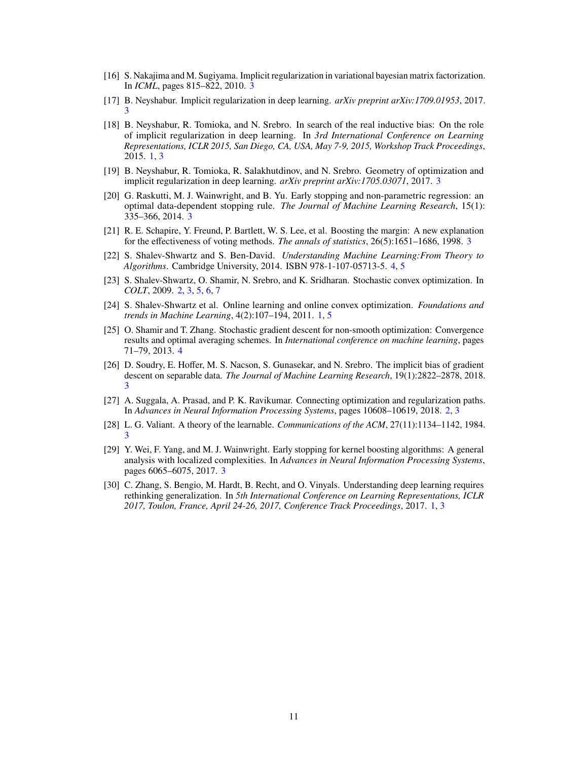[16] S. Nakajima and M. Sugiyama. Implicit regularization in variational bayesian matrix factorization. In *ICML*, pages 815–822, 2010. 3

[17] B. Neyshabur. Implicit regularization in deep learning. *arXiv preprint arXiv:1709.01953*, 2017. 3

[18] B. Neyshabur, R. Tomioka, and N. Srebro. In search of the real inductive bias: On the role of implicit regularization in deep learning. In *3rd International Conference on Learning Representations, ICLR 2015, San Diego, CA, USA, May 7-9, 2015, Workshop Track Proceedings*, 2015. 1, 3

[19] B. Neyshabur, R. Tomioka, R. Salakhutdinov, and N. Srebro. Geometry of optimization and implicit regularization in deep learning. *arXiv preprint arXiv:1705.03071*, 2017. 3

[20] G. Raskutti, M. J. Wainwright, and B. Yu. Early stopping and non-parametric regression: an optimal data-dependent stopping rule. *The Journal of Machine Learning Research*, 15(1): 335–366, 2014. 3

[21] R. E. Schapire, Y. Freund, P. Bartlett, W. S. Lee, et al. Boosting the margin: A new explanation for the effectiveness of voting methods. *The annals of statistics*, 26(5):1651–1686, 1998. 3

[22] S. Shalev-Shwartz and S. Ben-David. *Understanding Machine Learning:From Theory to Algorithms*. Cambridge University, 2014. ISBN 978-1-107-05713-5. 4, 5

[23] S. Shalev-Shwartz, O. Shamir, N. Srebro, and K. Sridharan. Stochastic convex optimization. In *COLT*, 2009. 2, 3, 5, 6, 7

[24] S. Shalev-Shwartz et al. Online learning and online convex optimization. *Foundations and trends in Machine Learning*, 4(2):107–194, 2011. 1, 5

[25] O. Shamir and T. Zhang. Stochastic gradient descent for non-smooth optimization: Convergence results and optimal averaging schemes. In *International conference on machine learning*, pages 71–79, 2013. 4

[26] D. Soudry, E. Hoffer, M. S. Nacson, S. Gunasekar, and N. Srebro. The implicit bias of gradient descent on separable data. *The Journal of Machine Learning Research*, 19(1):2822–2878, 2018. 3

[27] A. Suggala, A. Prasad, and P. K. Ravikumar. Connecting optimization and regularization paths. In *Advances in Neural Information Processing Systems*, pages 10608–10619, 2018. 2, 3

[28] L. G. Valiant. A theory of the learnable. *Communications of the ACM*, 27(11):1134–1142, 1984. 3

[29] Y. Wei, F. Yang, and M. J. Wainwright. Early stopping for kernel boosting algorithms: A general analysis with localized complexities. In *Advances in Neural Information Processing Systems*, pages 6065–6075, 2017. 3

[30] C. Zhang, S. Bengio, M. Hardt, B. Recht, and O. Vinyals. Understanding deep learning requires rethinking generalization. In *5th International Conference on Learning Representations, ICLR 2017, Toulon, France, April 24-26, 2017, Conference Track Proceedings*, 2017. 1, 3